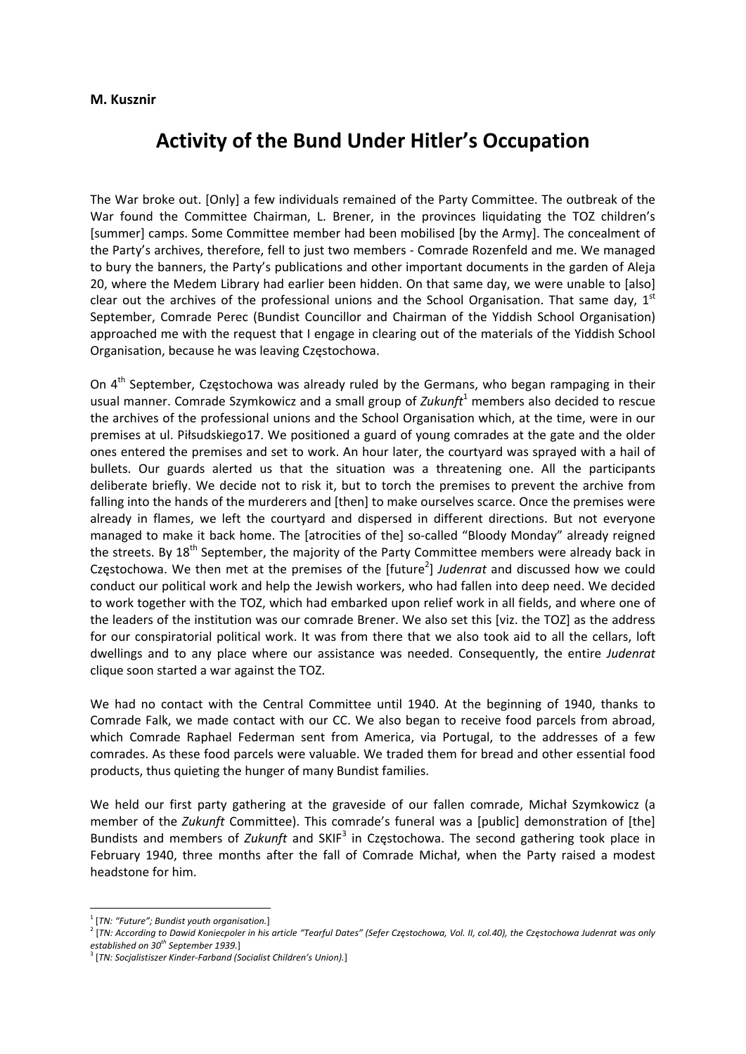**M. Kusznir**

# Activity of the Bund Under Hitler's Occupation

The War broke out. [Only] a few individuals remained of the Party Committee. The outbreak of the War found the Committee Chairman, L. Brener, in the provinces liquidating the TOZ children's [summer] camps. Some Committee member had been mobilised [by the Army]. The concealment of the Party's archives, therefore, fell to just two members - Comrade Rozenfeld and me. We managed to bury the banners, the Party's publications and other important documents in the garden of Aleja 20, where the Medem Library had earlier been hidden. On that same day, we were unable to [also] clear out the archives of the professional unions and the School Organisation. That same day, 1st September, Comrade Perec (Bundist Councillor and Chairman of the Yiddish School Organisation) approached me with the request that I engage in clearing out of the materials of the Yiddish School Organisation, because he was leaving Częstochowa.

On 4th September, Częstochowa was already ruled by the Germans, who began rampaging in their usual manner. Comrade Szymkowicz and a small group of *Zukunft*[1] members also decided to rescue the archives of the professional unions and the School Organisation which, at the time, were in our premises at ul. Piłsudskiego17. We positioned a guard of young comrades at the gate and the older ones entered the premises and set to work. An hour later, the courtyard was sprayed with a hail of bullets. Our guards alerted us that the situation was a threatening one. All the participants deliberate briefly. We decide not to risk it, but to torch the premises to prevent the archive from falling into the hands of the murderers and [then] to make ourselves scarce. Once the premises were already in flames, we left the courtyard and dispersed in different directions. But not everyone managed to make it back home. The [atrocities of the] so-called "Bloody Monday" already reigned the streets. By 18th September, the majority of the Party Committee members were already back in Częstochowa. We then met at the premises of the [future[2]] *Judenrat* and discussed how we could conduct our political work and help the Jewish workers, who had fallen into deep need. We decided to work together with the TOZ, which had embarked upon relief work in all fields, and where one of the leaders of the institution was our comrade Brener. We also set this [viz. the TOZ] as the address for our conspiratorial political work. It was from there that we also took aid to all the cellars, loft dwellings and to any place where our assistance was needed. Consequently, the entire *Judenrat* clique soon started a war against the TOZ.

We had no contact with the Central Committee until 1940. At the beginning of 1940, thanks to Comrade Falk, we made contact with our CC. We also began to receive food parcels from abroad, which Comrade Raphael Federman sent from America, via Portugal, to the addresses of a few comrades. As these food parcels were valuable. We traded them for bread and other essential food products, thus quieting the hunger of many Bundist families.

We held our first party gathering at the graveside of our fallen comrade, Michał Szymkowicz (a member of the *Zukunft* Committee). This comrade's funeral was a [public] demonstration of [the] Bundists and members of *Zukunft* and SKIF[3] in Częstochowa. The second gathering took place in February 1940, three months after the fall of Comrade Michał, when the Party raised a modest headstone for him.

---

[1] [*TN: "Future"; Bundist youth organisation.*]

[2] [*TN: According to Dawid Koniecpoler in his article "Tearful Dates" (Sefer Częstochowa, Vol. II, col.40), the Częstochowa Judenrat was only established on 30th September 1939.*]

[3] [*TN: Socjalistiszer Kinder-Farband (Socialist Children's Union).*]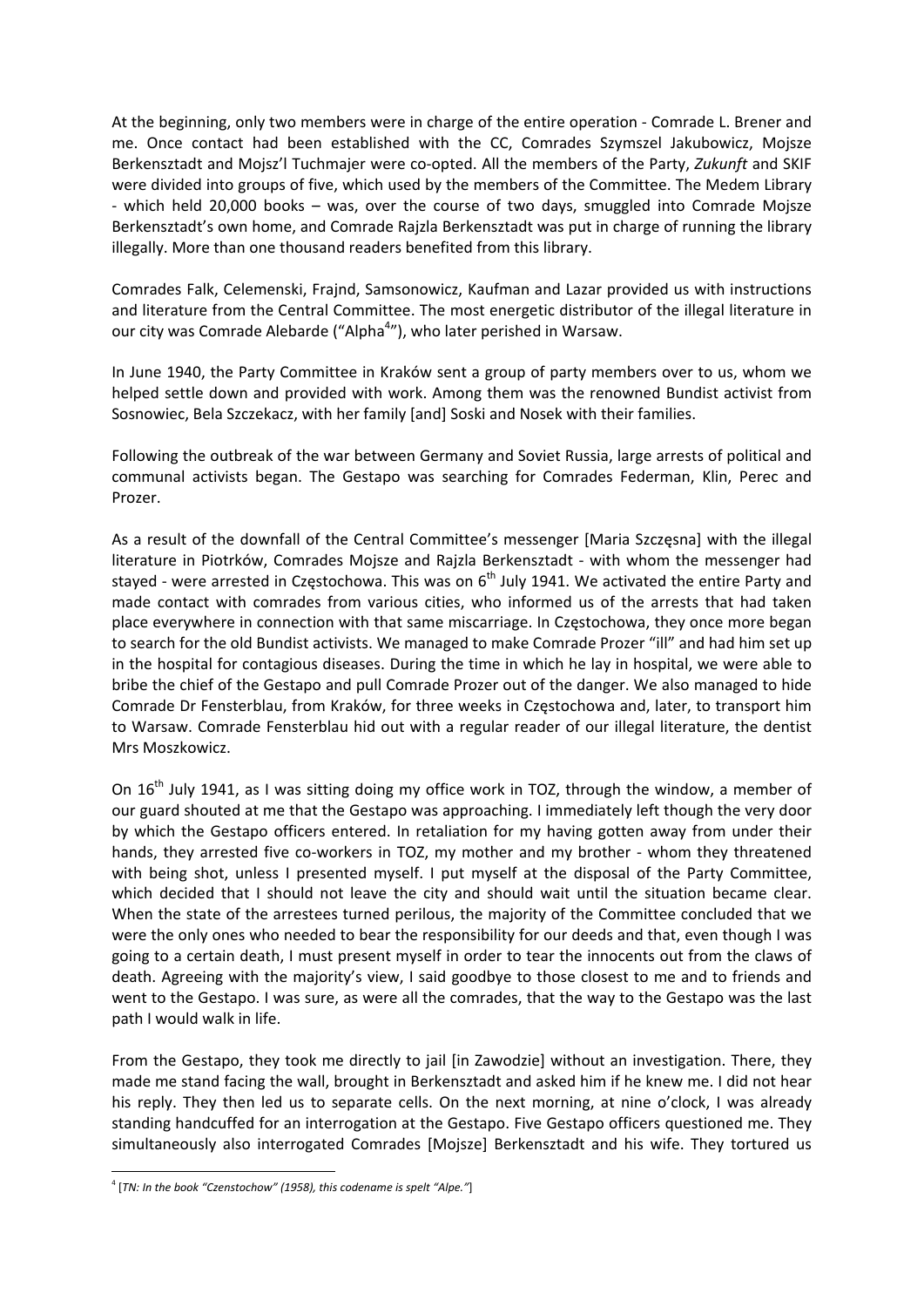At the beginning, only two members were in charge of the entire operation - Comrade L. Brener and me. Once contact had been established with the CC, Comrades Szymszel Jakubowicz, Mojsze Berkensztadt and Mojsz'l Tuchmajer were co-opted. All the members of the Party, *Zukunft* and SKIF were divided into groups of five, which used by the members of the Committee. The Medem Library - which held 20,000 books – was, over the course of two days, smuggled into Comrade Mojsze Berkensztadt's own home, and Comrade Rajzla Berkensztadt was put in charge of running the library illegally. More than one thousand readers benefited from this library.

Comrades Falk, Celemenski, Frajnd, Samsonowicz, Kaufman and Lazar provided us with instructions and literature from the Central Committee. The most energetic distributor of the illegal literature in our city was Comrade Alebarde ("Alpha[4]"), who later perished in Warsaw.

In June 1940, the Party Committee in Kraków sent a group of party members over to us, whom we helped settle down and provided with work. Among them was the renowned Bundist activist from Sosnowiec, Bela Szczekacz, with her family [and] Soski and Nosek with their families.

Following the outbreak of the war between Germany and Soviet Russia, large arrests of political and communal activists began. The Gestapo was searching for Comrades Federman, Klin, Perec and Prozer.

As a result of the downfall of the Central Committee's messenger [Maria Szczęsna] with the illegal literature in Piotrków, Comrades Mojsze and Rajzla Berkensztadt - with whom the messenger had stayed - were arrested in Częstochowa. This was on 6th July 1941. We activated the entire Party and made contact with comrades from various cities, who informed us of the arrests that had taken place everywhere in connection with that same miscarriage. In Częstochowa, they once more began to search for the old Bundist activists. We managed to make Comrade Prozer "ill" and had him set up in the hospital for contagious diseases. During the time in which he lay in hospital, we were able to bribe the chief of the Gestapo and pull Comrade Prozer out of the danger. We also managed to hide Comrade Dr Fensterblau, from Kraków, for three weeks in Częstochowa and, later, to transport him to Warsaw. Comrade Fensterblau hid out with a regular reader of our illegal literature, the dentist Mrs Moszkowicz.

On 16th July 1941, as I was sitting doing my office work in TOZ, through the window, a member of our guard shouted at me that the Gestapo was approaching. I immediately left though the very door by which the Gestapo officers entered. In retaliation for my having gotten away from under their hands, they arrested five co-workers in TOZ, my mother and my brother - whom they threatened with being shot, unless I presented myself. I put myself at the disposal of the Party Committee, which decided that I should not leave the city and should wait until the situation became clear. When the state of the arrestees turned perilous, the majority of the Committee concluded that we were the only ones who needed to bear the responsibility for our deeds and that, even though I was going to a certain death, I must present myself in order to tear the innocents out from the claws of death. Agreeing with the majority's view, I said goodbye to those closest to me and to friends and went to the Gestapo. I was sure, as were all the comrades, that the way to the Gestapo was the last path I would walk in life.

From the Gestapo, they took me directly to jail [in Zawodzie] without an investigation. There, they made me stand facing the wall, brought in Berkensztadt and asked him if he knew me. I did not hear his reply. They then led us to separate cells. On the next morning, at nine o'clock, I was already standing handcuffed for an interrogation at the Gestapo. Five Gestapo officers questioned me. They simultaneously also interrogated Comrades [Mojsze] Berkensztadt and his wife. They tortured us

---

[4] [*TN: In the book "Czenstochow" (1958), this codename is spelt "Alpe."*]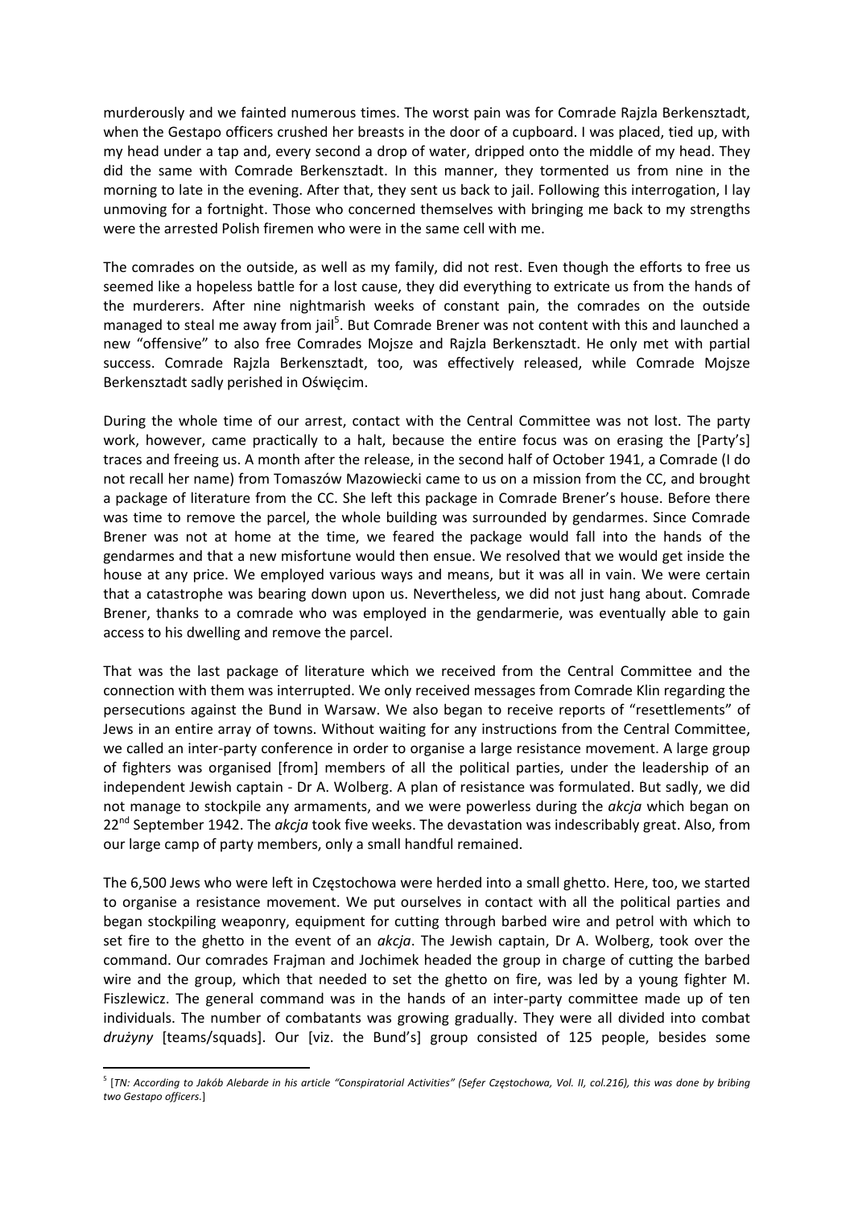murderously and we fainted numerous times. The worst pain was for Comrade Rajzla Berkensztadt, when the Gestapo officers crushed her breasts in the door of a cupboard. I was placed, tied up, with my head under a tap and, every second a drop of water, dripped onto the middle of my head. They did the same with Comrade Berkensztadt. In this manner, they tormented us from nine in the morning to late in the evening. After that, they sent us back to jail. Following this interrogation, I lay unmoving for a fortnight. Those who concerned themselves with bringing me back to my strengths were the arrested Polish firemen who were in the same cell with me.

The comrades on the outside, as well as my family, did not rest. Even though the efforts to free us seemed like a hopeless battle for a lost cause, they did everything to extricate us from the hands of the murderers. After nine nightmarish weeks of constant pain, the comrades on the outside managed to steal me away from jail[5]. But Comrade Brener was not content with this and launched a new "offensive" to also free Comrades Mojsze and Rajzla Berkensztadt. He only met with partial success. Comrade Rajzla Berkensztadt, too, was effectively released, while Comrade Mojsze Berkensztadt sadly perished in Oświęcim.

During the whole time of our arrest, contact with the Central Committee was not lost. The party work, however, came practically to a halt, because the entire focus was on erasing the [Party's] traces and freeing us. A month after the release, in the second half of October 1941, a Comrade (I do not recall her name) from Tomaszów Mazowiecki came to us on a mission from the CC, and brought a package of literature from the CC. She left this package in Comrade Brener's house. Before there was time to remove the parcel, the whole building was surrounded by gendarmes. Since Comrade Brener was not at home at the time, we feared the package would fall into the hands of the gendarmes and that a new misfortune would then ensue. We resolved that we would get inside the house at any price. We employed various ways and means, but it was all in vain. We were certain that a catastrophe was bearing down upon us. Nevertheless, we did not just hang about. Comrade Brener, thanks to a comrade who was employed in the gendarmerie, was eventually able to gain access to his dwelling and remove the parcel.

That was the last package of literature which we received from the Central Committee and the connection with them was interrupted. We only received messages from Comrade Klin regarding the persecutions against the Bund in Warsaw. We also began to receive reports of "resettlements" of Jews in an entire array of towns. Without waiting for any instructions from the Central Committee, we called an inter-party conference in order to organise a large resistance movement. A large group of fighters was organised [from] members of all the political parties, under the leadership of an independent Jewish captain - Dr A. Wolberg. A plan of resistance was formulated. But sadly, we did not manage to stockpile any armaments, and we were powerless during the *akcja* which began on 22nd September 1942. The *akcja* took five weeks. The devastation was indescribably great. Also, from our large camp of party members, only a small handful remained.

The 6,500 Jews who were left in Częstochowa were herded into a small ghetto. Here, too, we started to organise a resistance movement. We put ourselves in contact with all the political parties and began stockpiling weaponry, equipment for cutting through barbed wire and petrol with which to set fire to the ghetto in the event of an *akcja*. The Jewish captain, Dr A. Wolberg, took over the command. Our comrades Frajman and Jochimek headed the group in charge of cutting the barbed wire and the group, which that needed to set the ghetto on fire, was led by a young fighter M. Fiszlewicz. The general command was in the hands of an inter-party committee made up of ten individuals. The number of combatants was growing gradually. They were all divided into combat *drużyny* [teams/squads]. Our [viz. the Bund's] group consisted of 125 people, besides some

[5] [*TN: According to Jakób Alebarde in his article "Conspiratorial Activities" (Sefer Częstochowa, Vol. II, col.216), this was done by bribing two Gestapo officers.*]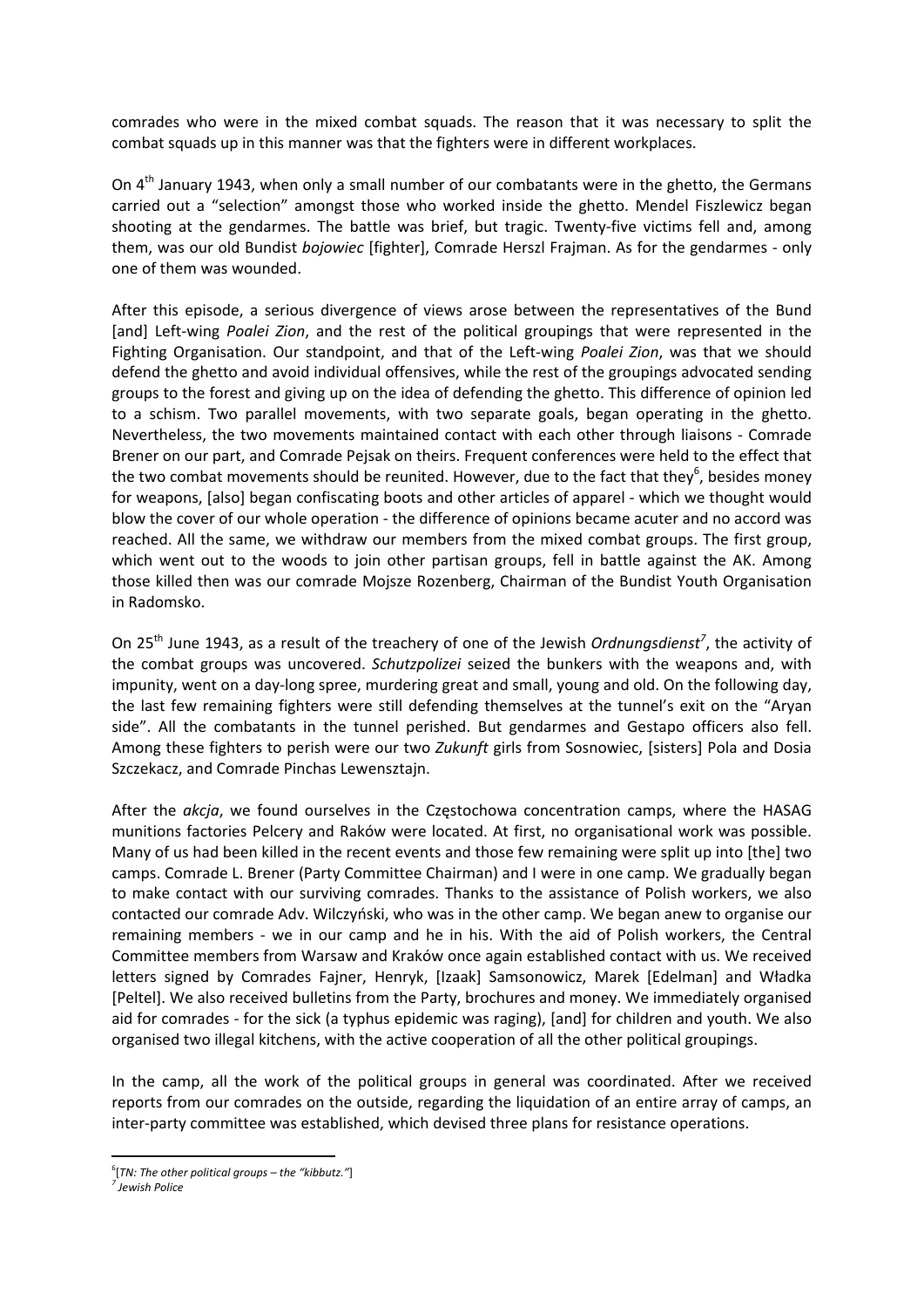comrades who were in the mixed combat squads. The reason that it was necessary to split the combat squads up in this manner was that the fighters were in different workplaces.

On 4th January 1943, when only a small number of our combatants were in the ghetto, the Germans carried out a "selection" amongst those who worked inside the ghetto. Mendel Fiszlewicz began shooting at the gendarmes. The battle was brief, but tragic. Twenty-five victims fell and, among them, was our old Bundist *bojowiec* [fighter], Comrade Herszl Frajman. As for the gendarmes - only one of them was wounded.

After this episode, a serious divergence of views arose between the representatives of the Bund [and] Left-wing *Poalei Zion*, and the rest of the political groupings that were represented in the Fighting Organisation. Our standpoint, and that of the Left-wing *Poalei Zion*, was that we should defend the ghetto and avoid individual offensives, while the rest of the groupings advocated sending groups to the forest and giving up on the idea of defending the ghetto. This difference of opinion led to a schism. Two parallel movements, with two separate goals, began operating in the ghetto. Nevertheless, the two movements maintained contact with each other through liaisons - Comrade Brener on our part, and Comrade Pejsak on theirs. Frequent conferences were held to the effect that the two combat movements should be reunited. However, due to the fact that they[6], besides money for weapons, [also] began confiscating boots and other articles of apparel - which we thought would blow the cover of our whole operation - the difference of opinions became acuter and no accord was reached. All the same, we withdraw our members from the mixed combat groups. The first group, which went out to the woods to join other partisan groups, fell in battle against the AK. Among those killed then was our comrade Mojsze Rozenberg, Chairman of the Bundist Youth Organisation in Radomsko.

On 25th June 1943, as a result of the treachery of one of the Jewish *Ordnungsdienst*[7], the activity of the combat groups was uncovered. *Schutzpolizei* seized the bunkers with the weapons and, with impunity, went on a day-long spree, murdering great and small, young and old. On the following day, the last few remaining fighters were still defending themselves at the tunnel's exit on the "Aryan side". All the combatants in the tunnel perished. But gendarmes and Gestapo officers also fell. Among these fighters to perish were our two *Zukunft* girls from Sosnowiec, [sisters] Pola and Dosia Szczekacz, and Comrade Pinchas Lewensztajn.

After the *akcja*, we found ourselves in the Częstochowa concentration camps, where the HASAG munitions factories Pelcery and Raków were located. At first, no organisational work was possible. Many of us had been killed in the recent events and those few remaining were split up into [the] two camps. Comrade L. Brener (Party Committee Chairman) and I were in one camp. We gradually began to make contact with our surviving comrades. Thanks to the assistance of Polish workers, we also contacted our comrade Adv. Wilczyński, who was in the other camp. We began anew to organise our remaining members - we in our camp and he in his. With the aid of Polish workers, the Central Committee members from Warsaw and Kraków once again established contact with us. We received letters signed by Comrades Fajner, Henryk, [Izaak] Samsonowicz, Marek [Edelman] and Władka [Peltel]. We also received bulletins from the Party, brochures and money. We immediately organised aid for comrades - for the sick (a typhus epidemic was raging), [and] for children and youth. We also organised two illegal kitchens, with the active cooperation of all the other political groupings.

In the camp, all the work of the political groups in general was coordinated. After we received reports from our comrades on the outside, regarding the liquidation of an entire array of camps, an inter-party committee was established, which devised three plans for resistance operations.

---

[6] [*TN: The other political groups – the "kibbutz."*]

[7] *Jewish Police*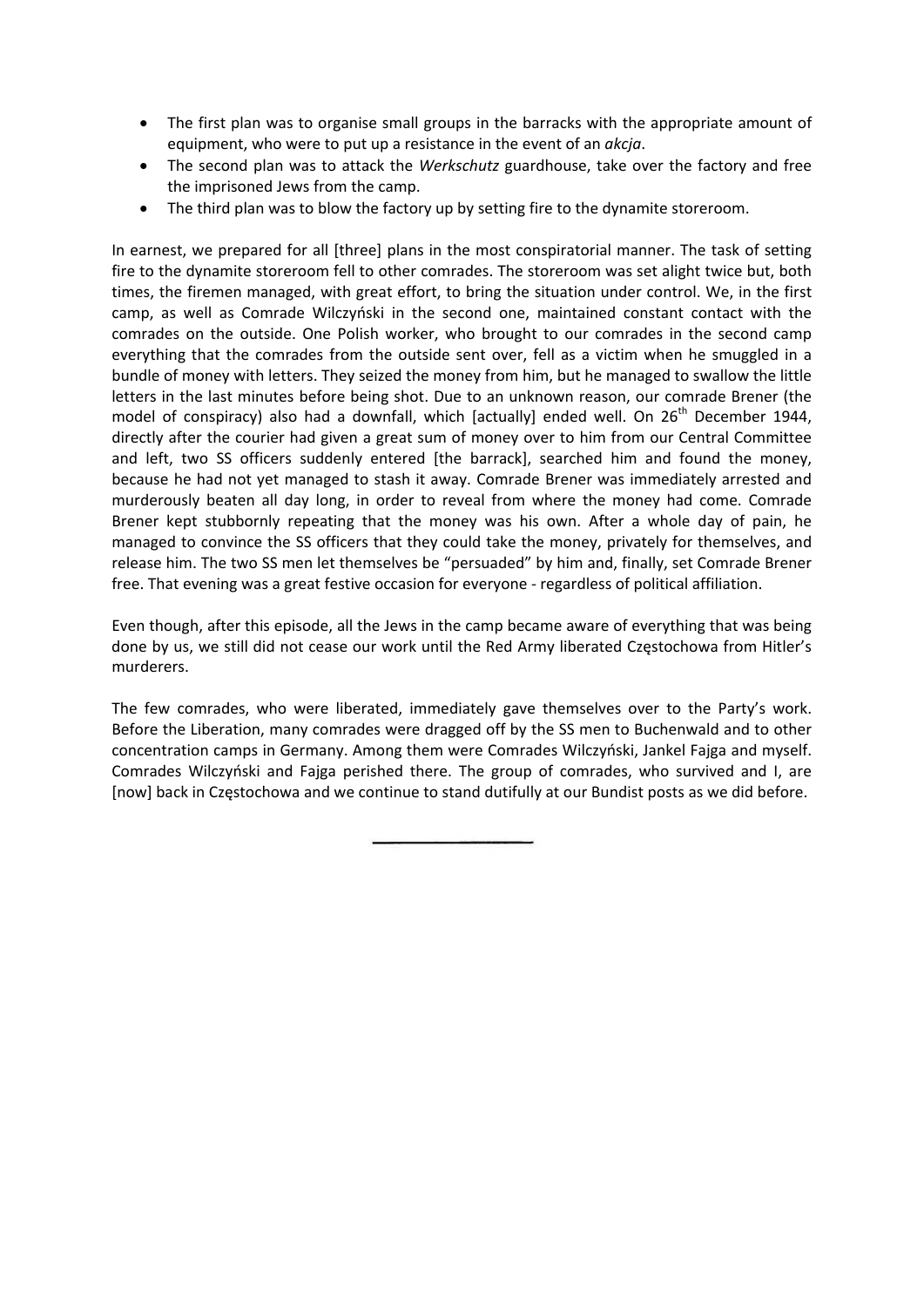- The first plan was to organise small groups in the barracks with the appropriate amount of equipment, who were to put up a resistance in the event of an *akcja*.
- The second plan was to attack the *Werkschutz* guardhouse, take over the factory and free the imprisoned Jews from the camp.
- The third plan was to blow the factory up by setting fire to the dynamite storeroom.

In earnest, we prepared for all [three] plans in the most conspiratorial manner. The task of setting fire to the dynamite storeroom fell to other comrades. The storeroom was set alight twice but, both times, the firemen managed, with great effort, to bring the situation under control. We, in the first camp, as well as Comrade Wilczyński in the second one, maintained constant contact with the comrades on the outside. One Polish worker, who brought to our comrades in the second camp everything that the comrades from the outside sent over, fell as a victim when he smuggled in a bundle of money with letters. They seized the money from him, but he managed to swallow the little letters in the last minutes before being shot. Due to an unknown reason, our comrade Brener (the model of conspiracy) also had a downfall, which [actually] ended well. On 26th December 1944, directly after the courier had given a great sum of money over to him from our Central Committee and left, two SS officers suddenly entered [the barrack], searched him and found the money, because he had not yet managed to stash it away. Comrade Brener was immediately arrested and murderously beaten all day long, in order to reveal from where the money had come. Comrade Brener kept stubbornly repeating that the money was his own. After a whole day of pain, he managed to convince the SS officers that they could take the money, privately for themselves, and release him. The two SS men let themselves be "persuaded" by him and, finally, set Comrade Brener free. That evening was a great festive occasion for everyone - regardless of political affiliation.

Even though, after this episode, all the Jews in the camp became aware of everything that was being done by us, we still did not cease our work until the Red Army liberated Częstochowa from Hitler's murderers.

The few comrades, who were liberated, immediately gave themselves over to the Party's work. Before the Liberation, many comrades were dragged off by the SS men to Buchenwald and to other concentration camps in Germany. Among them were Comrades Wilczyński, Jankel Fajga and myself. Comrades Wilczyński and Fajga perished there. The group of comrades, who survived and I, are [now] back in Częstochowa and we continue to stand dutifully at our Bundist posts as we did before.

---